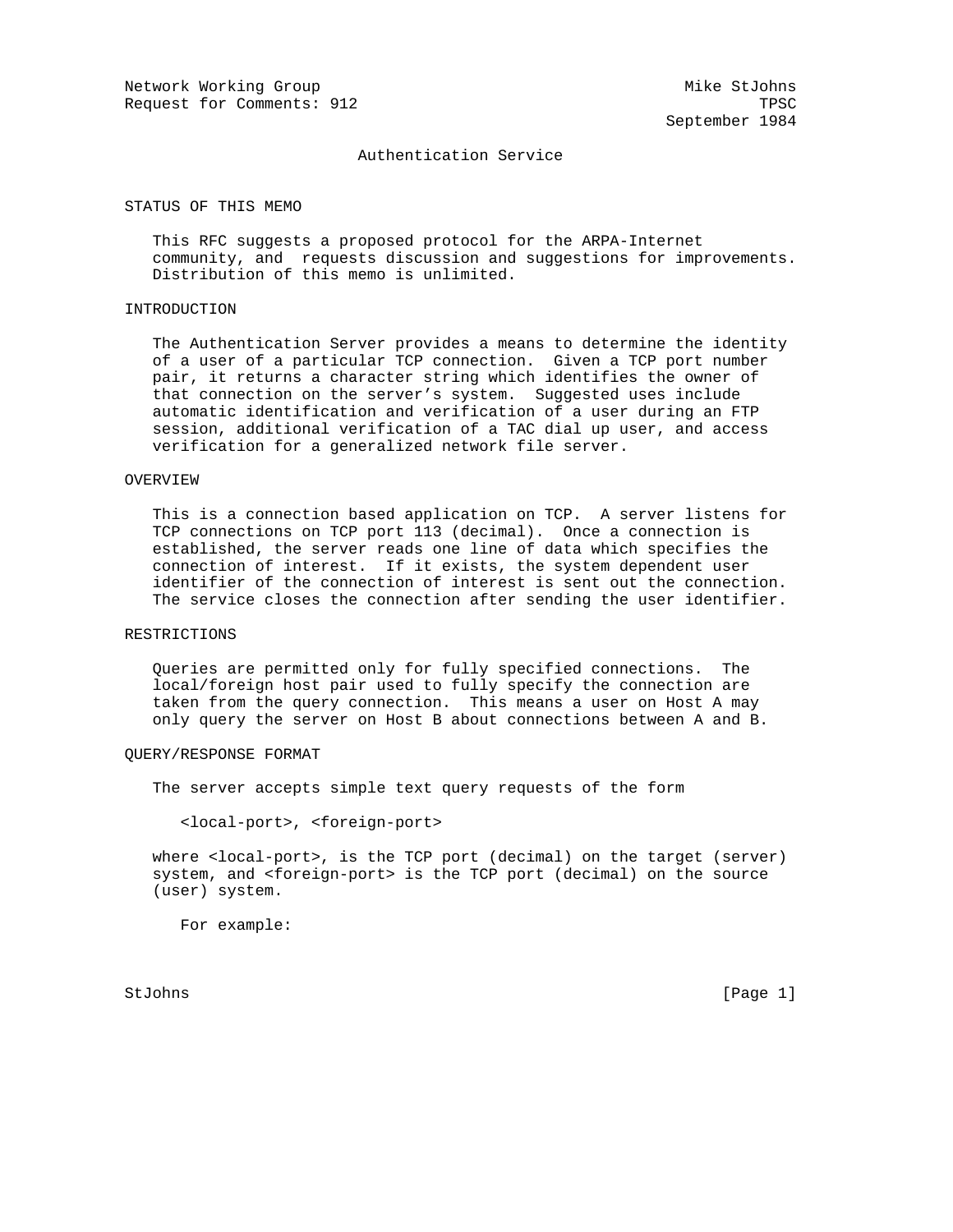Network Working Group                                    Mike StJohns
Request for Comments: 912                                        TPSC
                                                       September 1984

# Authentication Service

## STATUS OF THIS MEMO

This RFC suggests a proposed protocol for the ARPA-Internet community, and  requests discussion and suggestions for improvements. Distribution of this memo is unlimited.

## INTRODUCTION

The Authentication Server provides a means to determine the identity of a user of a particular TCP connection. Given a TCP port number pair, it returns a character string which identifies the owner of that connection on the server's system. Suggested uses include automatic identification and verification of a user during an FTP session, additional verification of a TAC dial up user, and access verification for a generalized network file server.

## OVERVIEW

This is a connection based application on TCP. A server listens for TCP connections on TCP port 113 (decimal). Once a connection is established, the server reads one line of data which specifies the connection of interest. If it exists, the system dependent user identifier of the connection of interest is sent out the connection. The service closes the connection after sending the user identifier.

## RESTRICTIONS

Queries are permitted only for fully specified connections. The local/foreign host pair used to fully specify the connection are taken from the query connection. This means a user on Host A may only query the server on Host B about connections between A and B.

## QUERY/RESPONSE FORMAT

The server accepts simple text query requests of the form

```
<local-port>, <foreign-port>
```

where <local-port>, is the TCP port (decimal) on the target (server) system, and <foreign-port> is the TCP port (decimal) on the source (user) system.

For example: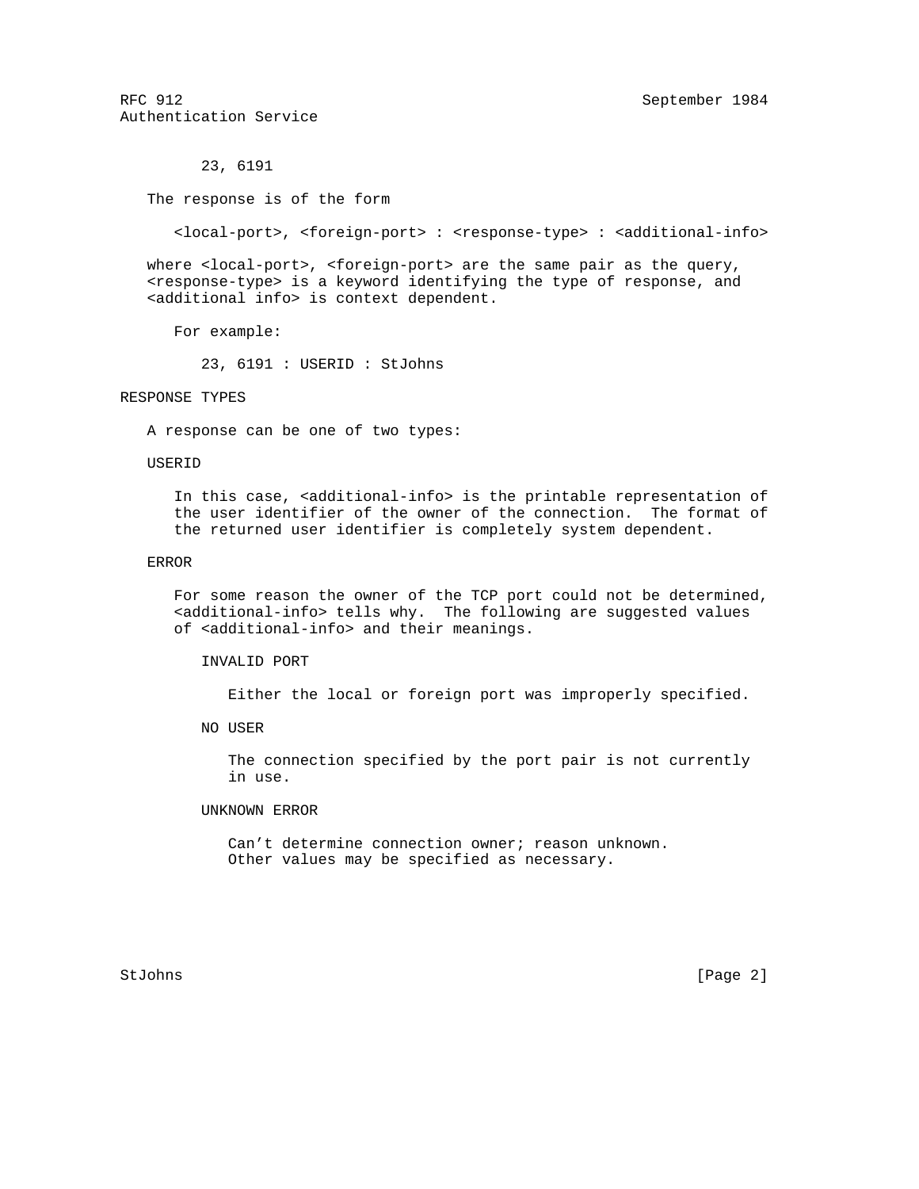23, 6191

The response is of the form

```
<local-port>, <foreign-port> : <response-type> : <additional-info>
```

where <local-port>, <foreign-port> are the same pair as the query, <response-type> is a keyword identifying the type of response, and <additional info> is context dependent.

For example:

```
23, 6191 : USERID : StJohns
```

## RESPONSE TYPES

A response can be one of two types:

### USERID

In this case, <additional-info> is the printable representation of the user identifier of the owner of the connection. The format of the returned user identifier is completely system dependent.

### ERROR

For some reason the owner of the TCP port could not be determined, <additional-info> tells why. The following are suggested values of <additional-info> and their meanings.

INVALID PORT

Either the local or foreign port was improperly specified.

NO USER

The connection specified by the port pair is not currently in use.

UNKNOWN ERROR

Can't determine connection owner; reason unknown. Other values may be specified as necessary.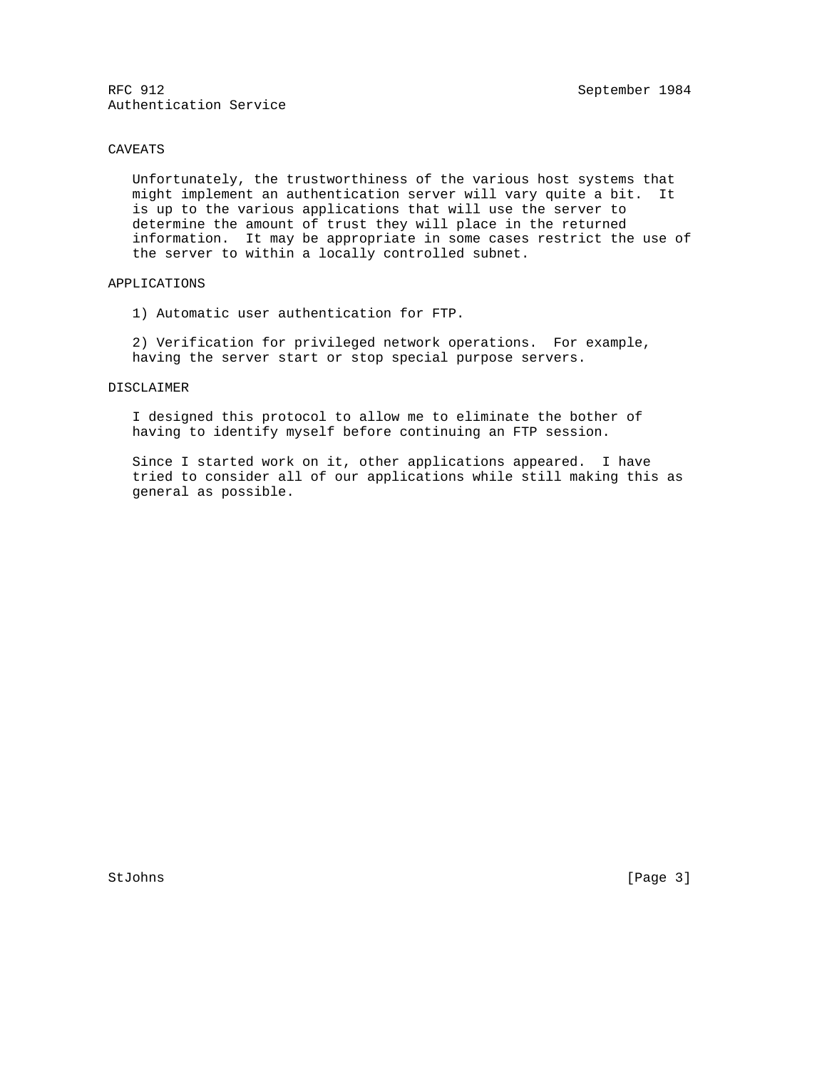## CAVEATS

Unfortunately, the trustworthiness of the various host systems that might implement an authentication server will vary quite a bit. It is up to the various applications that will use the server to determine the amount of trust they will place in the returned information. It may be appropriate in some cases restrict the use of the server to within a locally controlled subnet.

## APPLICATIONS

1) Automatic user authentication for FTP.

2) Verification for privileged network operations. For example, having the server start or stop special purpose servers.

## DISCLAIMER

I designed this protocol to allow me to eliminate the bother of having to identify myself before continuing an FTP session.

Since I started work on it, other applications appeared. I have tried to consider all of our applications while still making this as general as possible.